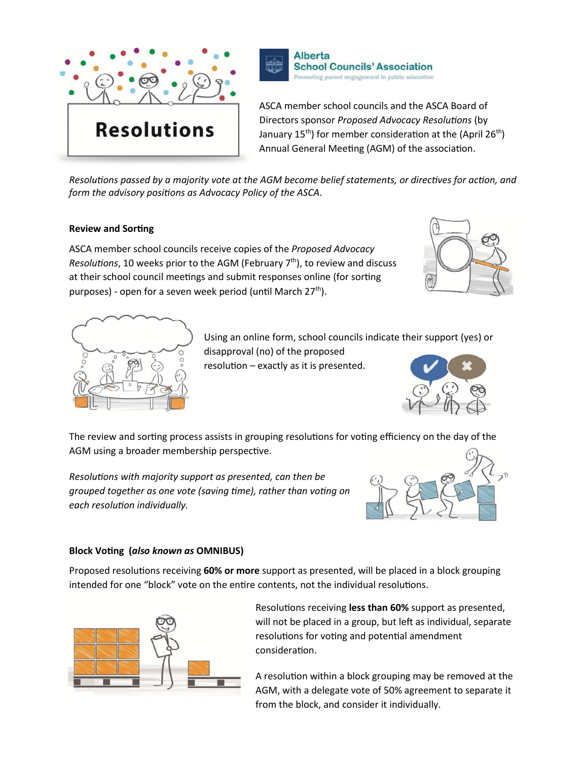# Resolutions

**Alberta School Councils' Association**
Promoting parent engagement in public education

ASCA member school councils and the ASCA Board of Directors sponsor *Proposed Advocacy Resolutions* (by January 15th) for member consideration at the (April 26th) Annual General Meeting (AGM) of the association.

*Resolutions passed by a majority vote at the AGM become belief statements, or directives for action, and form the advisory positions as Advocacy Policy of the ASCA*.

### Review and Sorting

ASCA member school councils receive copies of the *Proposed Advocacy Resolutions*, 10 weeks prior to the AGM (February 7th), to review and discuss at their school council meetings and submit responses online (for sorting purposes) - open for a seven week period (until March 27th).

Using an online form, school councils indicate their support (yes) or disapproval (no) of the proposed resolution – exactly as it is presented.

The review and sorting process assists in grouping resolutions for voting efficiency on the day of the AGM using a broader membership perspective.

*Resolutions with majority support as presented, can then be grouped together as one vote (saving time), rather than voting on each resolution individually.*

### Block Voting (*also known as* OMNIBUS)

Proposed resolutions receiving **60% or more** support as presented, will be placed in a block grouping intended for one "block" vote on the entire contents, not the individual resolutions.

Resolutions receiving **less than 60%** support as presented, will not be placed in a group, but left as individual, separate resolutions for voting and potential amendment consideration.

A resolution within a block grouping may be removed at the AGM, with a delegate vote of 50% agreement to separate it from the block, and consider it individually.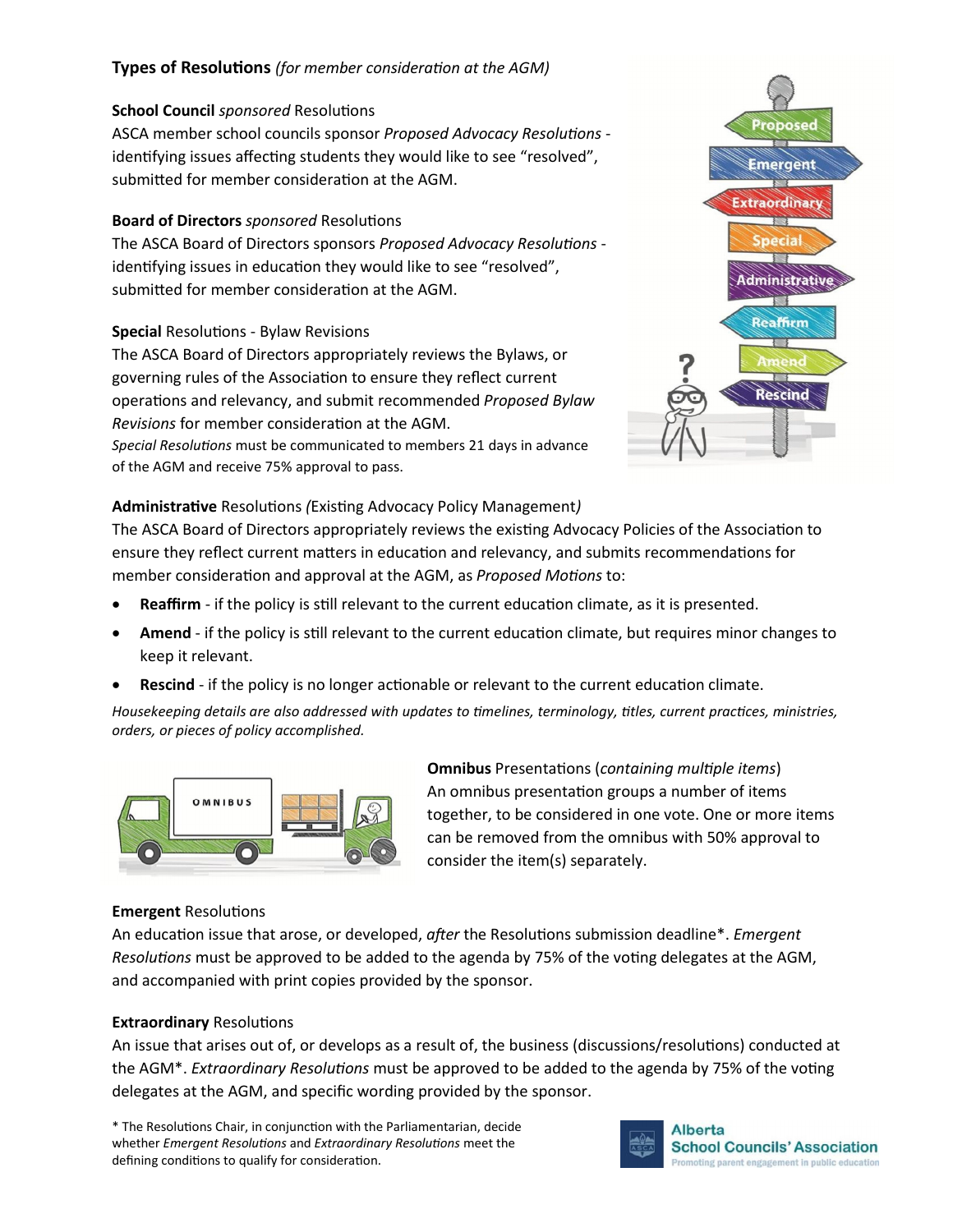**Types of Resolutions** *(for member consideration at the AGM)*

**School Council** *sponsored* Resolutions
ASCA member school councils sponsor *Proposed Advocacy Resolutions* - identifying issues affecting students they would like to see "resolved", submitted for member consideration at the AGM.

**Board of Directors** *sponsored* Resolutions
The ASCA Board of Directors sponsors *Proposed Advocacy Resolutions* - identifying issues in education they would like to see "resolved", submitted for member consideration at the AGM.

**Special** Resolutions - Bylaw Revisions
The ASCA Board of Directors appropriately reviews the Bylaws, or governing rules of the Association to ensure they reflect current operations and relevancy, and submit recommended *Proposed Bylaw Revisions* for member consideration at the AGM.
*Special Resolutions* must be communicated to members 21 days in advance of the AGM and receive 75% approval to pass.

**Administrative** Resolutions *(*Existing Advocacy Policy Management*)*
The ASCA Board of Directors appropriately reviews the existing Advocacy Policies of the Association to ensure they reflect current matters in education and relevancy, and submits recommendations for member consideration and approval at the AGM, as *Proposed Motions* to:

- **Reaffirm** - if the policy is still relevant to the current education climate, as it is presented.
- **Amend** - if the policy is still relevant to the current education climate, but requires minor changes to keep it relevant.
- **Rescind** - if the policy is no longer actionable or relevant to the current education climate.

*Housekeeping details are also addressed with updates to timelines, terminology, titles, current practices, ministries, orders, or pieces of policy accomplished.*

**Omnibus** Presentations (*containing multiple items*)
An omnibus presentation groups a number of items together, to be considered in one vote. One or more items can be removed from the omnibus with 50% approval to consider the item(s) separately.

**Emergent** Resolutions
An education issue that arose, or developed, *after* the Resolutions submission deadline\*. *Emergent Resolutions* must be approved to be added to the agenda by 75% of the voting delegates at the AGM, and accompanied with print copies provided by the sponsor.

**Extraordinary** Resolutions
An issue that arises out of, or develops as a result of, the business (discussions/resolutions) conducted at the AGM\*. *Extraordinary Resolutions* must be approved to be added to the agenda by 75% of the voting delegates at the AGM, and specific wording provided by the sponsor.

\* The Resolutions Chair, in conjunction with the Parliamentarian, decide whether *Emergent Resolutions* and *Extraordinary Resolutions* meet the defining conditions to qualify for consideration.